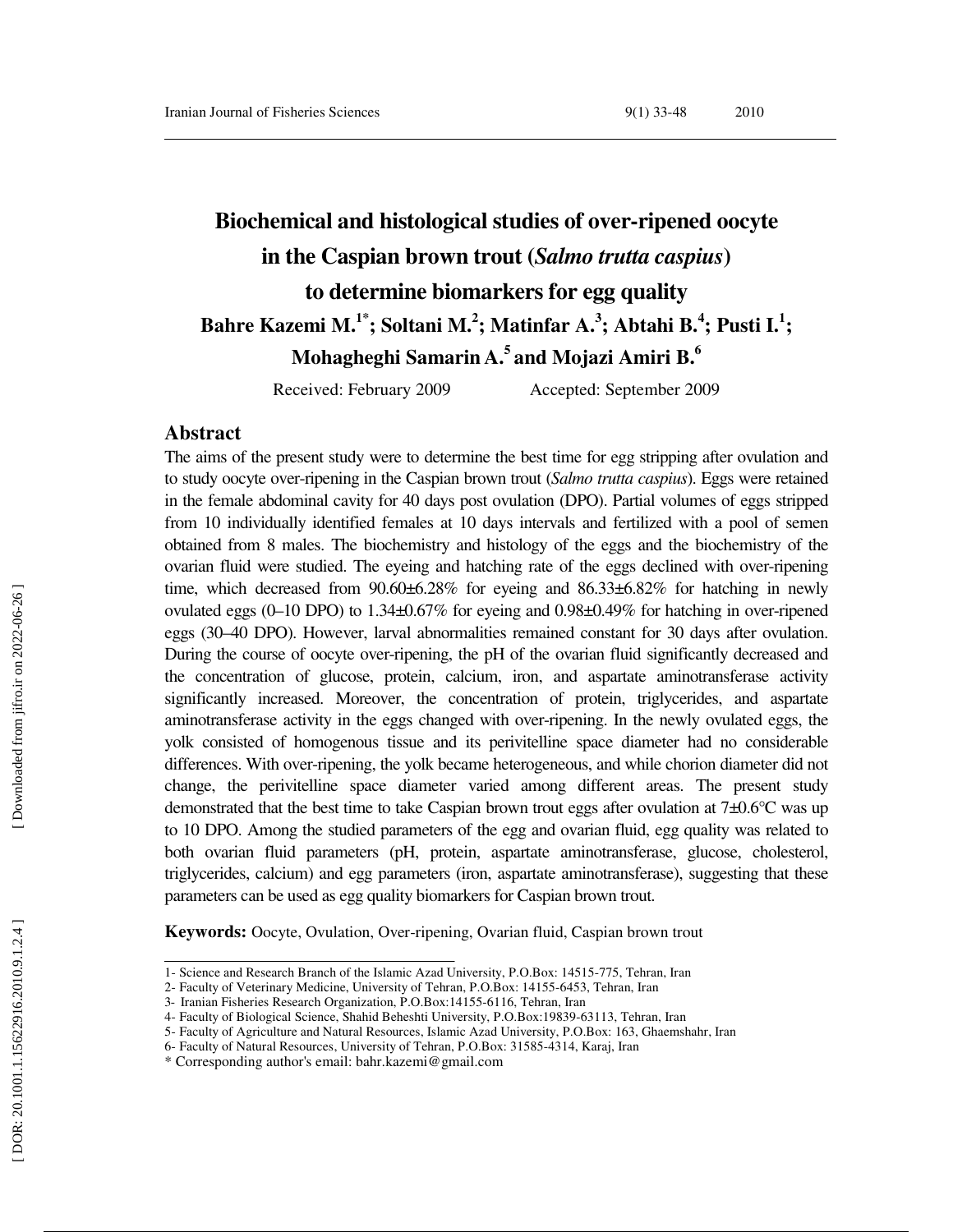# Biochemical and histological studies of over-ripened oocyte in the Caspian brown trout (*Salmo trutta caspius*) to determine biomarkers for egg quality

**Bahre Kazemi M.[1*]; Soltani M.[2]; Matinfar A.[3]; Abtahi B.[4]; Pusti I.[1]; Mohagheghi Samarin A.[5] and Mojazi Amiri B.[6]**

Received: February 2009 Accepted: September 2009

## Abstract

The aims of the present study were to determine the best time for egg stripping after ovulation and to study oocyte over-ripening in the Caspian brown trout (*Salmo trutta caspius*). Eggs were retained in the female abdominal cavity for 40 days post ovulation (DPO). Partial volumes of eggs stripped from 10 individually identified females at 10 days intervals and fertilized with a pool of semen obtained from 8 males. The biochemistry and histology of the eggs and the biochemistry of the ovarian fluid were studied. The eyeing and hatching rate of the eggs declined with over-ripening time, which decreased from 90.60±6.28% for eyeing and 86.33±6.82% for hatching in newly ovulated eggs (0–10 DPO) to 1.34±0.67% for eyeing and 0.98±0.49% for hatching in over-ripened eggs (30–40 DPO). However, larval abnormalities remained constant for 30 days after ovulation. During the course of oocyte over-ripening, the pH of the ovarian fluid significantly decreased and the concentration of glucose, protein, calcium, iron, and aspartate aminotransferase activity significantly increased. Moreover, the concentration of protein, triglycerides, and aspartate aminotransferase activity in the eggs changed with over-ripening. In the newly ovulated eggs, the yolk consisted of homogenous tissue and its perivitelline space diameter had no considerable differences. With over-ripening, the yolk became heterogeneous, and while chorion diameter did not change, the perivitelline space diameter varied among different areas. The present study demonstrated that the best time to take Caspian brown trout eggs after ovulation at 7±0.6°C was up to 10 DPO. Among the studied parameters of the egg and ovarian fluid, egg quality was related to both ovarian fluid parameters (pH, protein, aspartate aminotransferase, glucose, cholesterol, triglycerides, calcium) and egg parameters (iron, aspartate aminotransferase), suggesting that these parameters can be used as egg quality biomarkers for Caspian brown trout.

**Keywords:** Oocyte, Ovulation, Over-ripening, Ovarian fluid, Caspian brown trout

---

1- Science and Research Branch of the Islamic Azad University, P.O.Box: 14515-775, Tehran, Iran
2- Faculty of Veterinary Medicine, University of Tehran, P.O.Box: 14155-6453, Tehran, Iran
3- Iranian Fisheries Research Organization, P.O.Box:14155-6116, Tehran, Iran
4- Faculty of Biological Science, Shahid Beheshti University, P.O.Box:19839-63113, Tehran, Iran
5- Faculty of Agriculture and Natural Resources, Islamic Azad University, P.O.Box: 163, Ghaemshahr, Iran
6- Faculty of Natural Resources, University of Tehran, P.O.Box: 31585-4314, Karaj, Iran
* Corresponding author's email: bahr.kazemi@gmail.com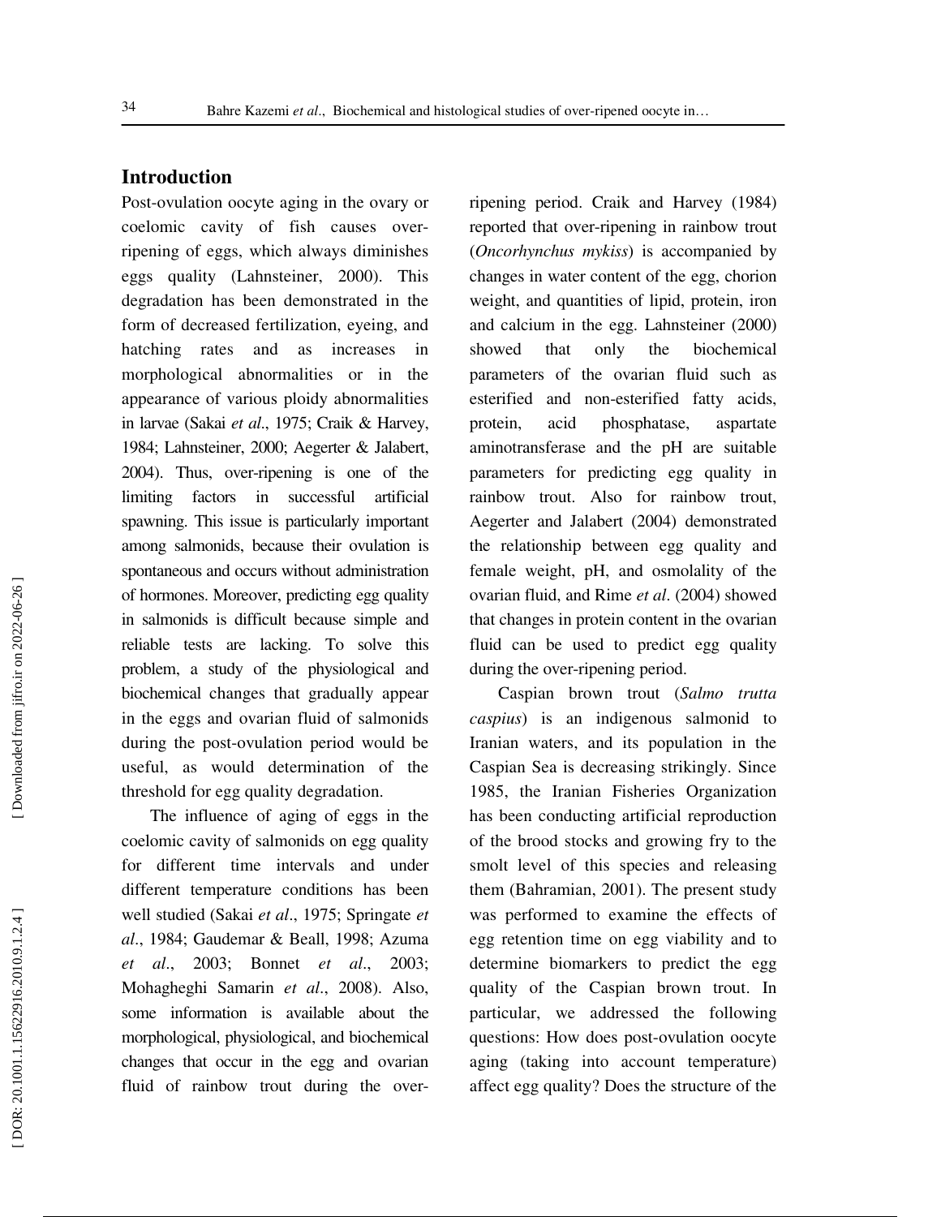## Introduction

Post-ovulation oocyte aging in the ovary or coelomic cavity of fish causes over-ripening of eggs, which always diminishes eggs quality (Lahnsteiner, 2000). This degradation has been demonstrated in the form of decreased fertilization, eyeing, and hatching rates and as increases in morphological abnormalities or in the appearance of various ploidy abnormalities in larvae (Sakai *et al*., 1975; Craik & Harvey, 1984; Lahnsteiner, 2000; Aegerter & Jalabert, 2004). Thus, over-ripening is one of the limiting factors in successful artificial spawning. This issue is particularly important among salmonids, because their ovulation is spontaneous and occurs without administration of hormones. Moreover, predicting egg quality in salmonids is difficult because simple and reliable tests are lacking. To solve this problem, a study of the physiological and biochemical changes that gradually appear in the eggs and ovarian fluid of salmonids during the post-ovulation period would be useful, as would determination of the threshold for egg quality degradation.

The influence of aging of eggs in the coelomic cavity of salmonids on egg quality for different time intervals and under different temperature conditions has been well studied (Sakai *et al*., 1975; Springate *et al*., 1984; Gaudemar & Beall, 1998; Azuma *et al*., 2003; Bonnet *et al*., 2003; Mohagheghi Samarin *et al*., 2008). Also, some information is available about the morphological, physiological, and biochemical changes that occur in the egg and ovarian fluid of rainbow trout during the over-ripening period. Craik and Harvey (1984) reported that over-ripening in rainbow trout (*Oncorhynchus mykiss*) is accompanied by changes in water content of the egg, chorion weight, and quantities of lipid, protein, iron and calcium in the egg. Lahnsteiner (2000) showed that only the biochemical parameters of the ovarian fluid such as esterified and non-esterified fatty acids, protein, acid phosphatase, aspartate aminotransferase and the pH are suitable parameters for predicting egg quality in rainbow trout. Also for rainbow trout, Aegerter and Jalabert (2004) demonstrated the relationship between egg quality and female weight, pH, and osmolality of the ovarian fluid, and Rime *et al*. (2004) showed that changes in protein content in the ovarian fluid can be used to predict egg quality during the over-ripening period.

Caspian brown trout (*Salmo trutta caspius*) is an indigenous salmonid to Iranian waters, and its population in the Caspian Sea is decreasing strikingly. Since 1985, the Iranian Fisheries Organization has been conducting artificial reproduction of the brood stocks and growing fry to the smolt level of this species and releasing them (Bahramian, 2001). The present study was performed to examine the effects of egg retention time on egg viability and to determine biomarkers to predict the egg quality of the Caspian brown trout. In particular, we addressed the following questions: How does post-ovulation oocyte aging (taking into account temperature) affect egg quality? Does the structure of the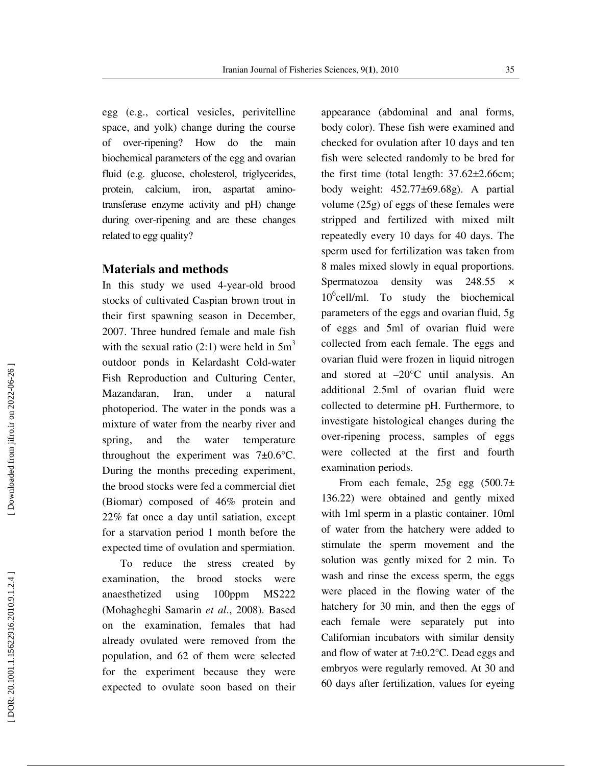egg (e.g., cortical vesicles, perivitelline space, and yolk) change during the course of over-ripening? How do the main biochemical parameters of the egg and ovarian fluid (e.g. glucose, cholesterol, triglycerides, protein, calcium, iron, aspartat amino-transferase enzyme activity and pH) change during over-ripening and are these changes related to egg quality?

## Materials and methods

In this study we used 4-year-old brood stocks of cultivated Caspian brown trout in their first spawning season in December, 2007. Three hundred female and male fish with the sexual ratio (2:1) were held in $5m^3$ outdoor ponds in Kelardasht Cold-water Fish Reproduction and Culturing Center, Mazandaran, Iran, under a natural photoperiod. The water in the ponds was a mixture of water from the nearby river and spring, and the water temperature throughout the experiment was 7±0.6°C. During the months preceding experiment, the brood stocks were fed a commercial diet (Biomar) composed of 46% protein and 22% fat once a day until satiation, except for a starvation period 1 month before the expected time of ovulation and spermiation.

To reduce the stress created by examination, the brood stocks were anaesthetized using 100ppm MS222 (Mohagheghi Samarin *et al*., 2008). Based on the examination, females that had already ovulated were removed from the population, and 62 of them were selected for the experiment because they were expected to ovulate soon based on their appearance (abdominal and anal forms, body color). These fish were examined and checked for ovulation after 10 days and ten fish were selected randomly to be bred for the first time (total length: 37.62±2.66cm; body weight: 452.77±69.68g). A partial volume (25g) of eggs of these females were stripped and fertilized with mixed milt repeatedly every 10 days for 40 days. The sperm used for fertilization was taken from 8 males mixed slowly in equal proportions. Spermatozoa density was $248.55 \times 10^6$cell/ml. To study the biochemical parameters of the eggs and ovarian fluid, 5g of eggs and 5ml of ovarian fluid were collected from each female. The eggs and ovarian fluid were frozen in liquid nitrogen and stored at –20°C until analysis. An additional 2.5ml of ovarian fluid were collected to determine pH. Furthermore, to investigate histological changes during the over-ripening process, samples of eggs were collected at the first and fourth examination periods.

From each female, 25g egg (500.7± 136.22) were obtained and gently mixed with 1ml sperm in a plastic container. 10ml of water from the hatchery were added to stimulate the sperm movement and the solution was gently mixed for 2 min. To wash and rinse the excess sperm, the eggs were placed in the flowing water of the hatchery for 30 min, and then the eggs of each female were separately put into Californian incubators with similar density and flow of water at 7±0.2°C. Dead eggs and embryos were regularly removed. At 30 and 60 days after fertilization, values for eyeing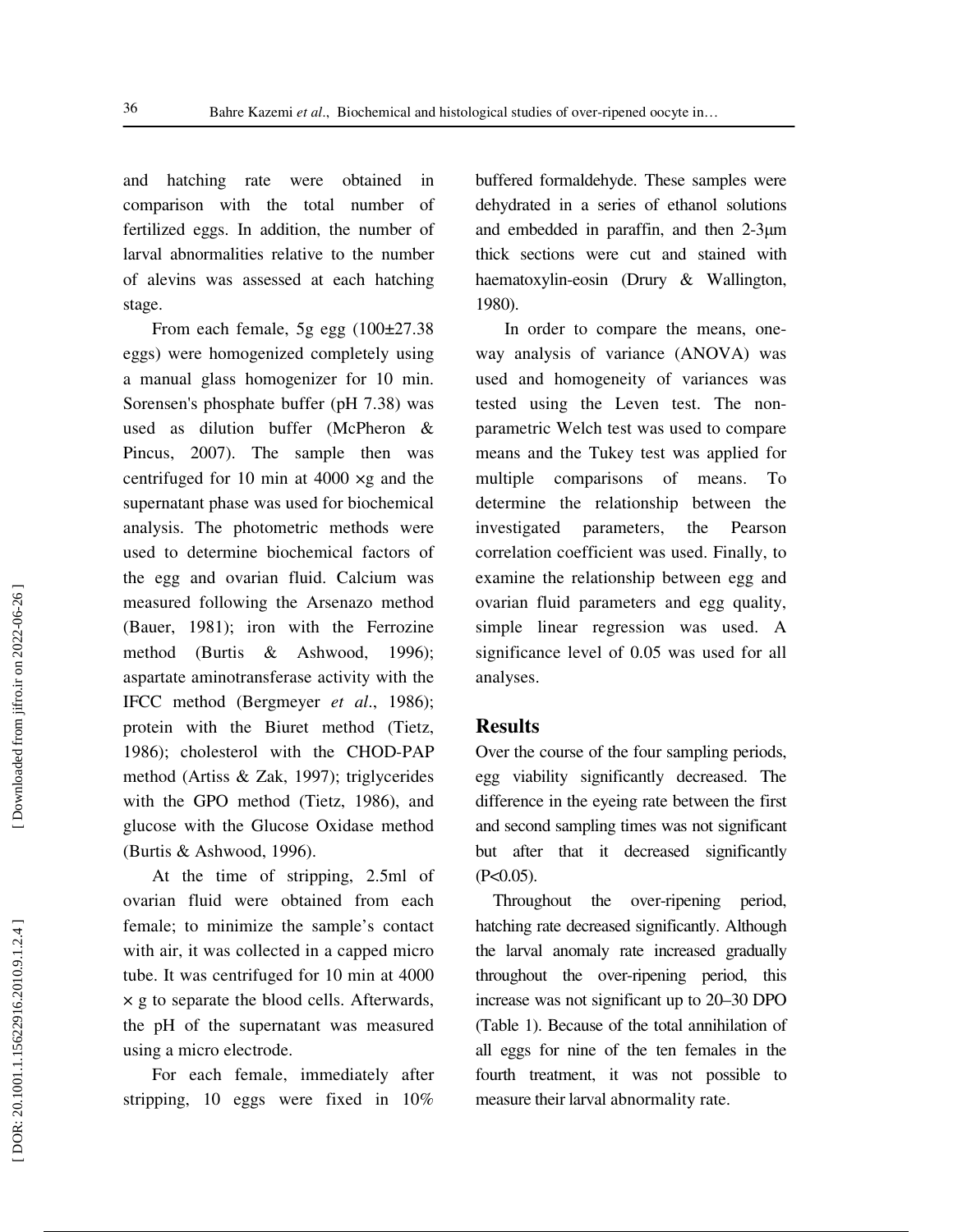and hatching rate were obtained in comparison with the total number of fertilized eggs. In addition, the number of larval abnormalities relative to the number of alevins was assessed at each hatching stage.

From each female, 5g egg (100±27.38 eggs) were homogenized completely using a manual glass homogenizer for 10 min. Sorensen's phosphate buffer (pH 7.38) was used as dilution buffer (McPheron & Pincus, 2007). The sample then was centrifuged for 10 min at 4000 ×g and the supernatant phase was used for biochemical analysis. The photometric methods were used to determine biochemical factors of the egg and ovarian fluid. Calcium was measured following the Arsenazo method (Bauer, 1981); iron with the Ferrozine method (Burtis & Ashwood, 1996); aspartate aminotransferase activity with the IFCC method (Bergmeyer *et al*., 1986); protein with the Biuret method (Tietz, 1986); cholesterol with the CHOD-PAP method (Artiss & Zak, 1997); triglycerides with the GPO method (Tietz, 1986), and glucose with the Glucose Oxidase method (Burtis & Ashwood, 1996).

At the time of stripping, 2.5ml of ovarian fluid were obtained from each female; to minimize the sample's contact with air, it was collected in a capped micro tube. It was centrifuged for 10 min at 4000 × g to separate the blood cells. Afterwards, the pH of the supernatant was measured using a micro electrode.

For each female, immediately after stripping, 10 eggs were fixed in 10% buffered formaldehyde. These samples were dehydrated in a series of ethanol solutions and embedded in paraffin, and then 2-3μm thick sections were cut and stained with haematoxylin-eosin (Drury & Wallington, 1980).

In order to compare the means, one-way analysis of variance (ANOVA) was used and homogeneity of variances was tested using the Leven test. The non-parametric Welch test was used to compare means and the Tukey test was applied for multiple comparisons of means. To determine the relationship between the investigated parameters, the Pearson correlation coefficient was used. Finally, to examine the relationship between egg and ovarian fluid parameters and egg quality, simple linear regression was used. A significance level of 0.05 was used for all analyses.

## Results

Over the course of the four sampling periods, egg viability significantly decreased. The difference in the eyeing rate between the first and second sampling times was not significant but after that it decreased significantly ($P<0.05$).

Throughout the over-ripening period, hatching rate decreased significantly. Although the larval anomaly rate increased gradually throughout the over-ripening period, this increase was not significant up to 20–30 DPO (Table 1). Because of the total annihilation of all eggs for nine of the ten females in the fourth treatment, it was not possible to measure their larval abnormality rate.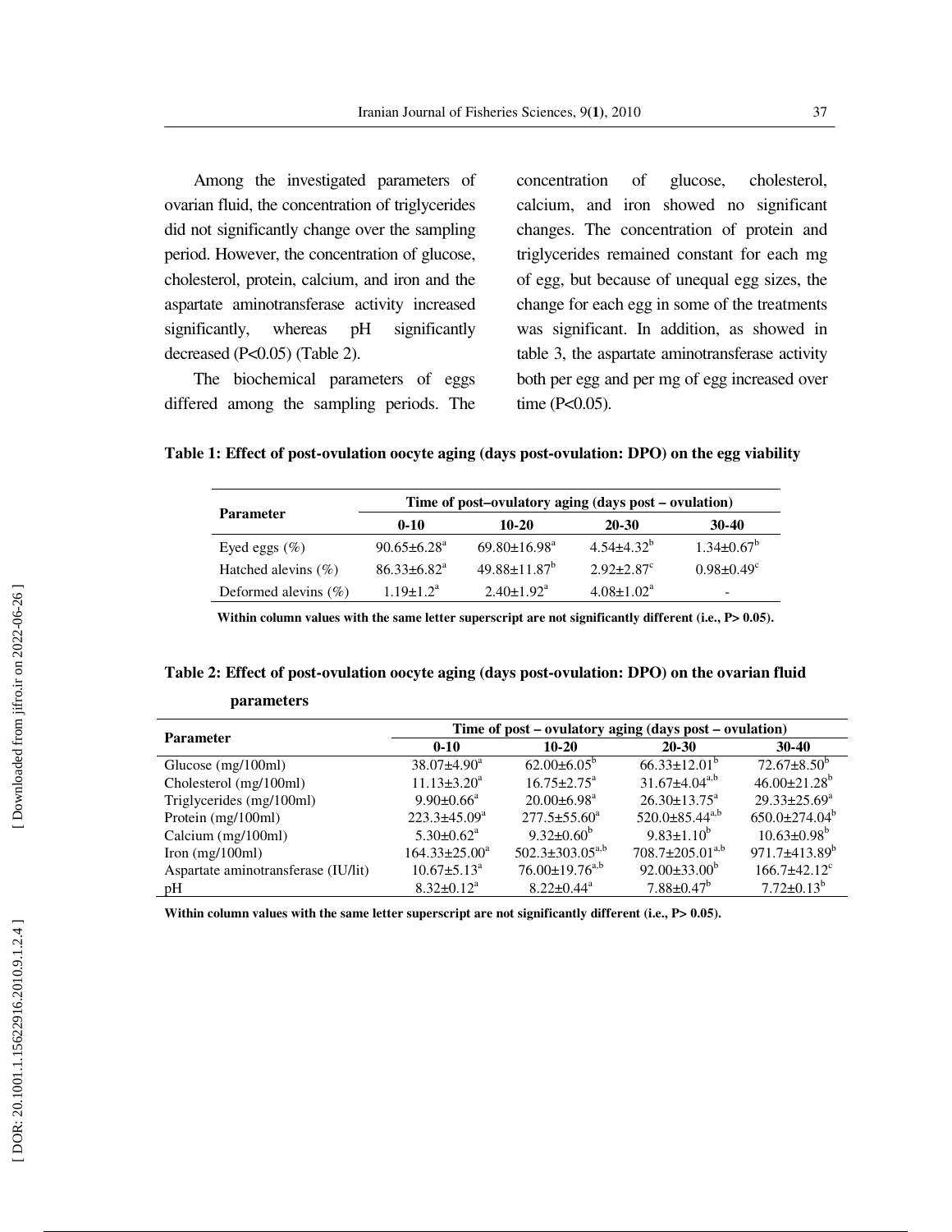Among the investigated parameters of ovarian fluid, the concentration of triglycerides did not significantly change over the sampling period. However, the concentration of glucose, cholesterol, protein, calcium, and iron and the aspartate aminotransferase activity increased significantly, whereas pH significantly decreased ($P<0.05$) (Table 2).

The biochemical parameters of eggs differed among the sampling periods. The concentration of glucose, cholesterol, calcium, and iron showed no significant changes. The concentration of protein and triglycerides remained constant for each mg of egg, but because of unequal egg sizes, the change for each egg in some of the treatments was significant. In addition, as showed in table 3, the aspartate aminotransferase activity both per egg and per mg of egg increased over time ($P<0.05$).

**Table 1: Effect of post-ovulation oocyte aging (days post-ovulation: DPO) on the egg viability**

| Parameter | Time of post–ovulatory aging (days post – ovulation) | | | |
|---|---|---|---|---|
| | 0-10 | 10-20 | 20-30 | 30-40 |
| Eyed eggs (%) | $90.65\pm6.28^{a}$ | $69.80\pm16.98^{a}$ | $4.54\pm4.32^{b}$ | $1.34\pm0.67^{b}$ |
| Hatched alevins (%) | $86.33\pm6.82^{a}$ | $49.88\pm11.87^{b}$ | $2.92\pm2.87^{c}$ | $0.98\pm0.49^{c}$ |
| Deformed alevins (%) | $1.19\pm1.2^{a}$ | $2.40\pm1.92^{a}$ | $4.08\pm1.02^{a}$ | - |

**Within column values with the same letter superscript are not significantly different (i.e., P> 0.05).**

**Table 2: Effect of post-ovulation oocyte aging (days post-ovulation: DPO) on the ovarian fluid parameters**

| Parameter | Time of post – ovulatory aging (days post – ovulation) | | | |
|---|---|---|---|---|
| | 0-10 | 10-20 | 20-30 | 30-40 |
| Glucose (mg/100ml) | $38.07\pm4.90^{a}$ | $62.00\pm6.05^{b}$ | $66.33\pm12.01^{b}$ | $72.67\pm8.50^{b}$ |
| Cholesterol (mg/100ml) | $11.13\pm3.20^{a}$ | $16.75\pm2.75^{a}$ | $31.67\pm4.04^{a,b}$ | $46.00\pm21.28^{b}$ |
| Triglycerides (mg/100ml) | $9.90\pm0.66^{a}$ | $20.00\pm6.98^{a}$ | $26.30\pm13.75^{a}$ | $29.33\pm25.69^{a}$ |
| Protein (mg/100ml) | $223.3\pm45.09^{a}$ | $277.5\pm55.60^{a}$ | $520.0\pm85.44^{a,b}$ | $650.0\pm274.04^{b}$ |
| Calcium (mg/100ml) | $5.30\pm0.62^{a}$ | $9.32\pm0.60^{b}$ | $9.83\pm1.10^{b}$ | $10.63\pm0.98^{b}$ |
| Iron (mg/100ml) | $164.33\pm25.00^{a}$ | $502.3\pm303.05^{a,b}$ | $708.7\pm205.01^{a,b}$ | $971.7\pm413.89^{b}$ |
| Aspartate aminotransferase (IU/lit) | $10.67\pm5.13^{a}$ | $76.00\pm19.76^{a,b}$ | $92.00\pm33.00^{b}$ | $166.7\pm42.12^{c}$ |
| pH | $8.32\pm0.12^{a}$ | $8.22\pm0.44^{a}$ | $7.88\pm0.47^{b}$ | $7.72\pm0.13^{b}$ |

**Within column values with the same letter superscript are not significantly different (i.e., P> 0.05).**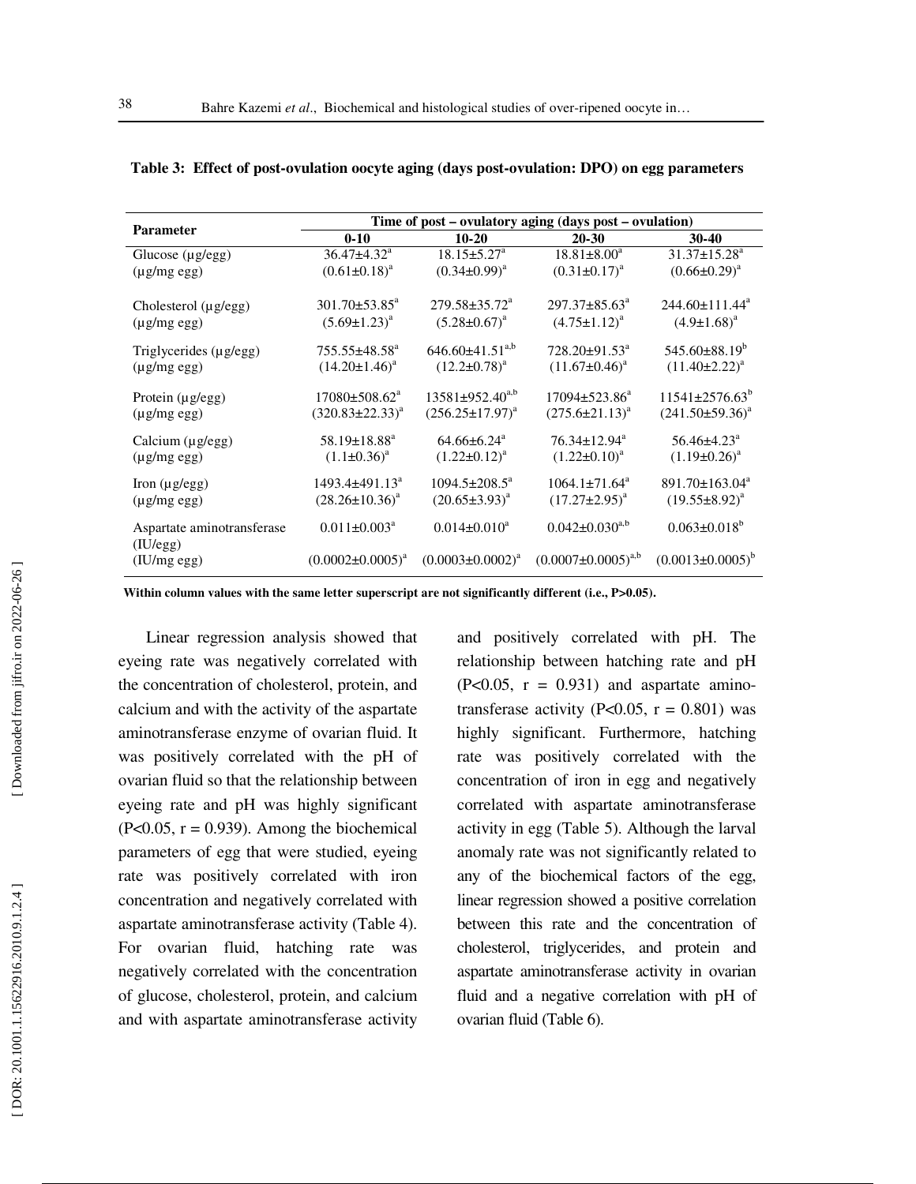**Table 3: Effect of post-ovulation oocyte aging (days post-ovulation: DPO) on egg parameters**

| Parameter | Time of post – ovulatory aging (days post – ovulation) | | | |
|---|---|---|---|---|
| | 0-10 | 10-20 | 20-30 | 30-40 |
| Glucose (µg/egg) | 36.47±4.32[a] | 18.15±5.27[a] | 18.81±8.00[a] | 31.37±15.28[a] |
| (µg/mg egg) | (0.61±0.18)[a] | (0.34±0.99)[a] | (0.31±0.17)[a] | (0.66±0.29)[a] |
| Cholesterol (µg/egg) | 301.70±53.85[a] | 279.58±35.72[a] | 297.37±85.63[a] | 244.60±111.44[a] |
| (µg/mg egg) | (5.69±1.23)[a] | (5.28±0.67)[a] | (4.75±1.12)[a] | (4.9±1.68)[a] |
| Triglycerides (µg/egg) | 755.55±48.58[a] | 646.60±41.51[a,b] | 728.20±91.53[a] | 545.60±88.19[b] |
| (µg/mg egg) | (14.20±1.46)[a] | (12.2±0.78)[a] | (11.67±0.46)[a] | (11.40±2.22)[a] |
| Protein (µg/egg) | 17080±508.62[a] | 13581±952.40[a,b] | 17094±523.86[a] | 11541±2576.63[b] |
| (µg/mg egg) | (320.83±22.33)[a] | (256.25±17.97)[a] | (275.6±21.13)[a] | (241.50±59.36)[a] |
| Calcium (µg/egg) | 58.19±18.88[a] | 64.66±6.24[a] | 76.34±12.94[a] | 56.46±4.23[a] |
| (µg/mg egg) | (1.1±0.36)[a] | (1.22±0.12)[a] | (1.22±0.10)[a] | (1.19±0.26)[a] |
| Iron (µg/egg) | 1493.4±491.13[a] | 1094.5±208.5[a] | 1064.1±71.64[a] | 891.70±163.04[a] |
| (µg/mg egg) | (28.26±10.36)[a] | (20.65±3.93)[a] | (17.27±2.95)[a] | (19.55±8.92)[a] |
| Aspartate aminotransferase (IU/egg) | 0.011±0.003[a] | 0.014±0.010[a] | 0.042±0.030[a,b] | 0.063±0.018[b] |
| (IU/mg egg) | (0.0002±0.0005)[a] | (0.0003±0.0002)[a] | (0.0007±0.0005)[a,b] | (0.0013±0.0005)[b] |

**Within column values with the same letter superscript are not significantly different (i.e., P>0.05).**

Linear regression analysis showed that eyeing rate was negatively correlated with the concentration of cholesterol, protein, and calcium and with the activity of the aspartate aminotransferase enzyme of ovarian fluid. It was positively correlated with the pH of ovarian fluid so that the relationship between eyeing rate and pH was highly significant ($P<0.05$, $r = 0.939$). Among the biochemical parameters of egg that were studied, eyeing rate was positively correlated with iron concentration and negatively correlated with aspartate aminotransferase activity (Table 4). For ovarian fluid, hatching rate was negatively correlated with the concentration of glucose, cholesterol, protein, and calcium and with aspartate aminotransferase activity and positively correlated with pH. The relationship between hatching rate and pH ($P<0.05$, $r = 0.931$) and aspartate aminotransferase activity ($P<0.05$, $r = 0.801$) was highly significant. Furthermore, hatching rate was positively correlated with the concentration of iron in egg and negatively correlated with aspartate aminotransferase activity in egg (Table 5). Although the larval anomaly rate was not significantly related to any of the biochemical factors of the egg, linear regression showed a positive correlation between this rate and the concentration of cholesterol, triglycerides, and protein and aspartate aminotransferase activity in ovarian fluid and a negative correlation with pH of ovarian fluid (Table 6).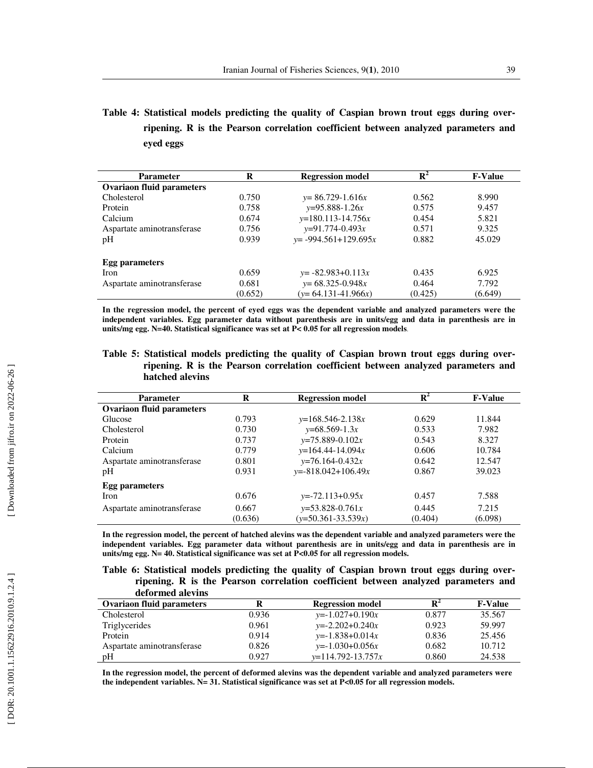**Table 4: Statistical models predicting the quality of Caspian brown trout eggs during over-ripening. R is the Pearson correlation coefficient between analyzed parameters and eyed eggs**

| Parameter | R | Regression model | $R^2$ | F-Value |
|---|---|---|---|---|
| **Ovariaon fluid parameters** | | | | |
| Cholesterol | 0.750 | $y= 86.729-1.616x$ | 0.562 | 8.990 |
| Protein | 0.758 | $y=95.888-1.26x$ | 0.575 | 9.457 |
| Calcium | 0.674 | $y=180.113-14.756x$ | 0.454 | 5.821 |
| Aspartate aminotransferase | 0.756 | $y=91.774-0.493x$ | 0.571 | 9.325 |
| pH | 0.939 | $y= -994.561+129.695x$ | 0.882 | 45.029 |
| **Egg parameters** | | | | |
| Iron | 0.659 | $y= -82.983+0.113x$ | 0.435 | 6.925 |
| Aspartate aminotransferase | 0.681 | $y= 68.325-0.948x$ | 0.464 | 7.792 |
| | (0.652) | ($y= 64.131-41.966x$) | (0.425) | (6.649) |

**In the regression model, the percent of eyed eggs was the dependent variable and analyzed parameters were the independent variables. Egg parameter data without parenthesis are in units/egg and data in parenthesis are in units/mg egg. N=40. Statistical significance was set at $P< 0.05$ for all regression models**.

**Table 5: Statistical models predicting the quality of Caspian brown trout eggs during over-ripening. R is the Pearson correlation coefficient between analyzed parameters and hatched alevins**

| Parameter | R | Regression model | $R^2$ | F-Value |
|---|---|---|---|---|
| **Ovariaon fluid parameters** | | | | |
| Glucose | 0.793 | $y=168.546-2.138x$ | 0.629 | 11.844 |
| Cholesterol | 0.730 | $y=68.569-1.3x$ | 0.533 | 7.982 |
| Protein | 0.737 | $y=75.889-0.102x$ | 0.543 | 8.327 |
| Calcium | 0.779 | $y=164.44-14.094x$ | 0.606 | 10.784 |
| Aspartate aminotransferase | 0.801 | $y=76.164-0.432x$ | 0.642 | 12.547 |
| pH | 0.931 | $y=-818.042+106.49x$ | 0.867 | 39.023 |
| **Egg parameters** | | | | |
| Iron | 0.676 | $y=-72.113+0.95x$ | 0.457 | 7.588 |
| Aspartate aminotransferase | 0.667 | $y=53.828-0.761x$ | 0.445 | 7.215 |
| | (0.636) | ($y=50.361-33.539x$) | (0.404) | (6.098) |

**In the regression model, the percent of hatched alevins was the dependent variable and analyzed parameters were the independent variables. Egg parameter data without parenthesis are in units/egg and data in parenthesis are in units/mg egg. N= 40. Statistical significance was set at $P<0.05$ for all regression models.**

**Table 6: Statistical models predicting the quality of Caspian brown trout eggs during over-ripening. R is the Pearson correlation coefficient between analyzed parameters and deformed alevins**

| Ovariaon fluid parameters | R | Regression model | $R^2$ | F-Value |
|---|---|---|---|---|
| Cholesterol | 0.936 | $y=-1.027+0.190x$ | 0.877 | 35.567 |
| Triglycerides | 0.961 | $y=-2.202+0.240x$ | 0.923 | 59.997 |
| Protein | 0.914 | $y=-1.838+0.014x$ | 0.836 | 25.456 |
| Aspartate aminotransferase | 0.826 | $y=-1.030+0.056x$ | 0.682 | 10.712 |
| pH | 0.927 | $y=114.792-13.757x$ | 0.860 | 24.538 |

**In the regression model, the percent of deformed alevins was the dependent variable and analyzed parameters were the independent variables. N= 31. Statistical significance was set at $P<0.05$ for all regression models.**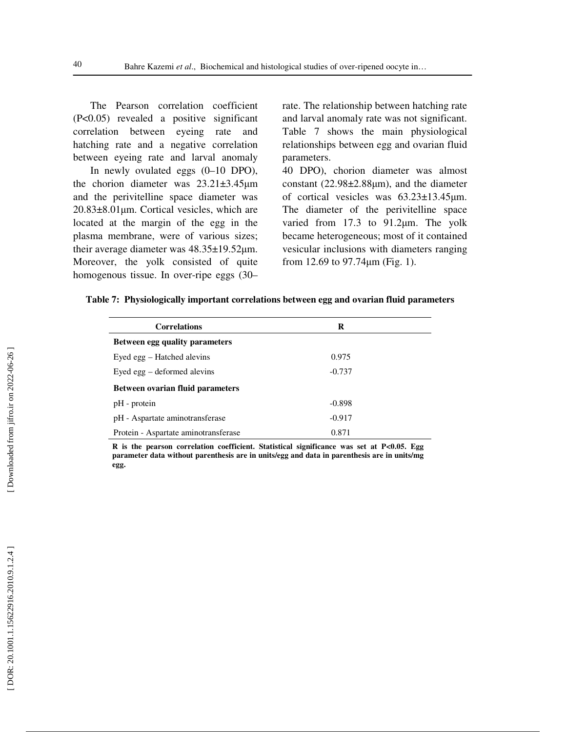The Pearson correlation coefficient ($P<0.05$) revealed a positive significant correlation between eyeing rate and hatching rate and a negative correlation between eyeing rate and larval anomaly rate. The relationship between hatching rate and larval anomaly rate was not significant. Table 7 shows the main physiological relationships between egg and ovarian fluid parameters.

In newly ovulated eggs (0–10 DPO), the chorion diameter was 23.21±3.45μm and the perivitelline space diameter was 20.83±8.01μm. Cortical vesicles, which are located at the margin of the egg in the plasma membrane, were of various sizes; their average diameter was 48.35±19.52μm. Moreover, the yolk consisted of quite homogenous tissue. In over-ripe eggs (30–40 DPO), chorion diameter was almost constant (22.98±2.88μm), and the diameter of cortical vesicles was 63.23±13.45μm. The diameter of the perivitelline space varied from 17.3 to 91.2μm. The yolk became heterogeneous; most of it contained vesicular inclusions with diameters ranging from 12.69 to 97.74μm (Fig. 1).

**Table 7: Physiologically important correlations between egg and ovarian fluid parameters**

| Correlations | R |
|---|---|
| **Between egg quality parameters** | |
| Eyed egg – Hatched alevins | 0.975 |
| Eyed egg – deformed alevins | -0.737 |
| **Between ovarian fluid parameters** | |
| pH - protein | -0.898 |
| pH - Aspartate aminotransferase | -0.917 |
| Protein - Aspartate aminotransferase | 0.871 |

**R is the pearson correlation coefficient. Statistical significance was set at P<0.05. Egg parameter data without parenthesis are in units/egg and data in parenthesis are in units/mg egg.**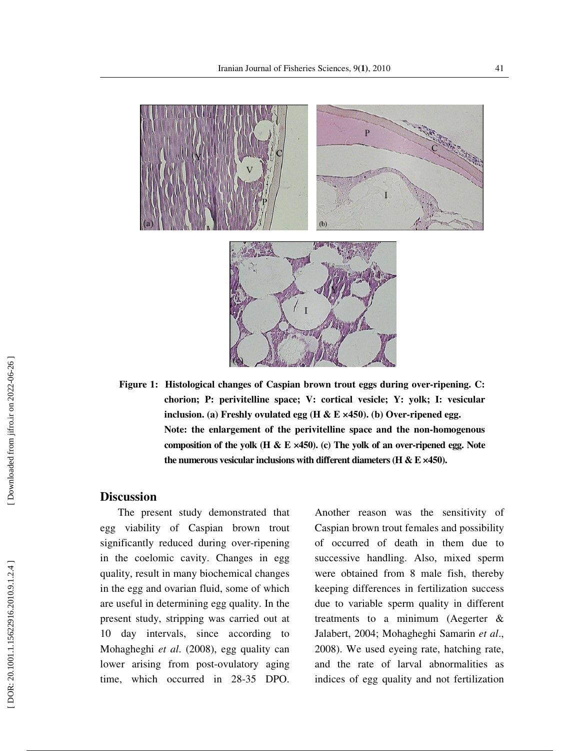**Figure 1: Histological changes of Caspian brown trout eggs during over-ripening. C: chorion; P: perivitelline space; V: cortical vesicle; Y: yolk; I: vesicular inclusion. (a) Freshly ovulated egg (H & E ×450). (b) Over-ripened egg. Note: the enlargement of the perivitelline space and the non-homogenous composition of the yolk (H & E ×450). (c) The yolk of an over-ripened egg. Note the numerous vesicular inclusions with different diameters (H & E ×450).**

## Discussion

The present study demonstrated that egg viability of Caspian brown trout significantly reduced during over-ripening in the coelomic cavity. Changes in egg quality, result in many biochemical changes in the egg and ovarian fluid, some of which are useful in determining egg quality. In the present study, stripping was carried out at 10 day intervals, since according to Mohagheghi *et al*. (2008), egg quality can lower arising from post-ovulatory aging time, which occurred in 28-35 DPO. Another reason was the sensitivity of Caspian brown trout females and possibility of occurred of death in them due to successive handling. Also, mixed sperm were obtained from 8 male fish, thereby keeping differences in fertilization success due to variable sperm quality in different treatments to a minimum (Aegerter & Jalabert, 2004; Mohagheghi Samarin *et al*., 2008). We used eyeing rate, hatching rate, and the rate of larval abnormalities as indices of egg quality and not fertilization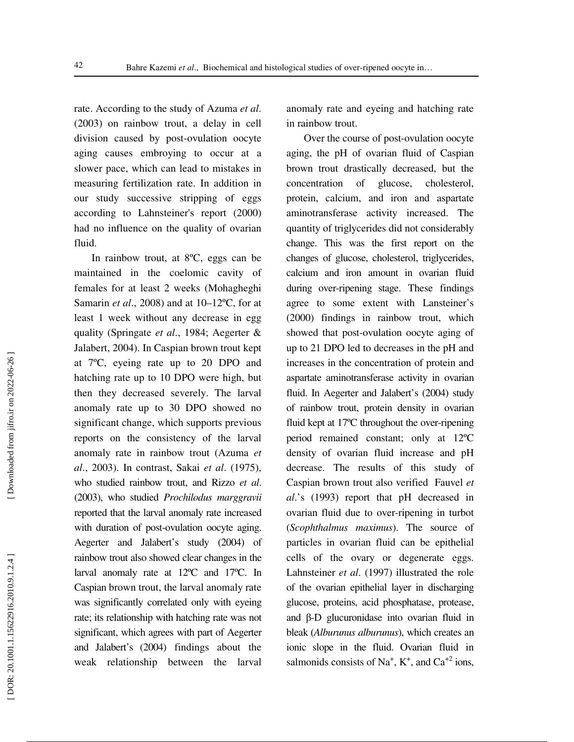rate. According to the study of Azuma *et al*. (2003) on rainbow trout, a delay in cell division caused by post-ovulation oocyte aging causes embroying to occur at a slower pace, which can lead to mistakes in measuring fertilization rate. In addition in our study successive stripping of eggs according to Lahnsteiner's report (2000) had no influence on the quality of ovarian fluid.

In rainbow trout, at 8ºC, eggs can be maintained in the coelomic cavity of females for at least 2 weeks (Mohagheghi Samarin *et al*., 2008) and at 10–12ºC, for at least 1 week without any decrease in egg quality (Springate *et al*., 1984; Aegerter & Jalabert, 2004). In Caspian brown trout kept at 7ºC, eyeing rate up to 20 DPO and hatching rate up to 10 DPO were high, but then they decreased severely. The larval anomaly rate up to 30 DPO showed no significant change, which supports previous reports on the consistency of the larval anomaly rate in rainbow trout (Azuma *et al*., 2003). In contrast, Sakai *et al*. (1975), who studied rainbow trout, and Rizzo *et al*. (2003), who studied *Prochilodus marggravii* reported that the larval anomaly rate increased with duration of post-ovulation oocyte aging. Aegerter and Jalabert's study (2004) of rainbow trout also showed clear changes in the larval anomaly rate at 12ºC and 17ºC. In Caspian brown trout, the larval anomaly rate was significantly correlated only with eyeing rate; its relationship with hatching rate was not significant, which agrees with part of Aegerter and Jalabert's (2004) findings about the weak relationship between the larval anomaly rate and eyeing and hatching rate in rainbow trout.

Over the course of post-ovulation oocyte aging, the pH of ovarian fluid of Caspian brown trout drastically decreased, but the concentration of glucose, cholesterol, protein, calcium, and iron and aspartate aminotransferase activity increased. The quantity of triglycerides did not considerably change. This was the first report on the changes of glucose, cholesterol, triglycerides, calcium and iron amount in ovarian fluid during over-ripening stage. These findings agree to some extent with Lansteiner's (2000) findings in rainbow trout, which showed that post-ovulation oocyte aging of up to 21 DPO led to decreases in the pH and increases in the concentration of protein and aspartate aminotransferase activity in ovarian fluid. In Aegerter and Jalabert's (2004) study of rainbow trout, protein density in ovarian fluid kept at 17ºC throughout the over-ripening period remained constant; only at 12ºC density of ovarian fluid increase and pH decrease. The results of this study of Caspian brown trout also verified Fauvel *et al*.'s (1993) report that pH decreased in ovarian fluid due to over-ripening in turbot (*Scophthalmus maximus*). The source of particles in ovarian fluid can be epithelial cells of the ovary or degenerate eggs. Lahnsteiner *et al*. (1997) illustrated the role of the ovarian epithelial layer in discharging glucose, proteins, acid phosphatase, protease, and β-D glucuronidase into ovarian fluid in bleak (*Alburunus alburunus*), which creates an ionic slope in the fluid. Ovarian fluid in salmonids consists of $Na^{+}$, $K^{+}$, and $Ca^{+2}$ ions,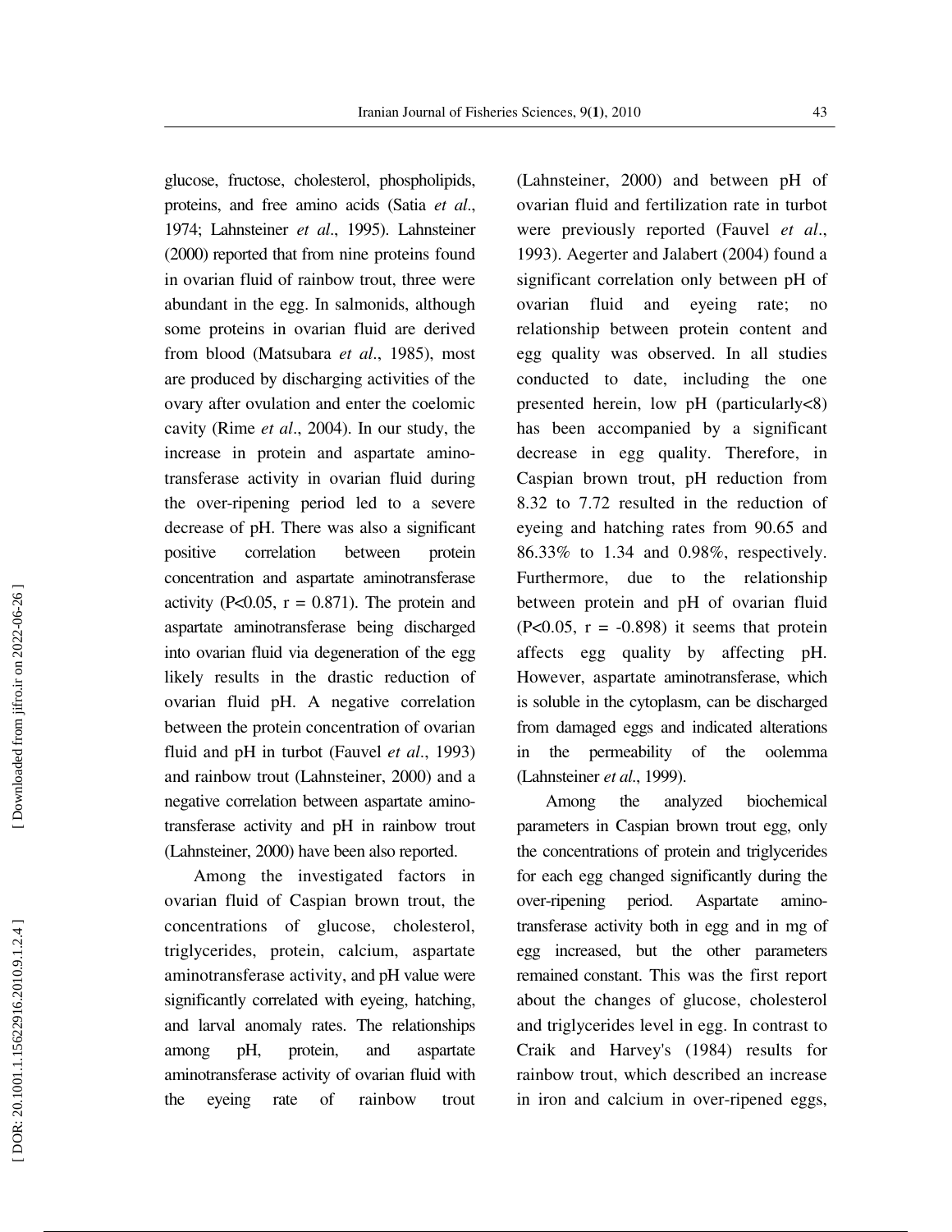glucose, fructose, cholesterol, phospholipids, proteins, and free amino acids (Satia *et al*., 1974; Lahnsteiner *et al*., 1995). Lahnsteiner (2000) reported that from nine proteins found in ovarian fluid of rainbow trout, three were abundant in the egg. In salmonids, although some proteins in ovarian fluid are derived from blood (Matsubara *et al*., 1985), most are produced by discharging activities of the ovary after ovulation and enter the coelomic cavity (Rime *et al*., 2004). In our study, the increase in protein and aspartate amino-transferase activity in ovarian fluid during the over-ripening period led to a severe decrease of pH. There was also a significant positive correlation between protein concentration and aspartate aminotransferase activity ($P<0.05$, $r = 0.871$). The protein and aspartate aminotransferase being discharged into ovarian fluid via degeneration of the egg likely results in the drastic reduction of ovarian fluid pH. A negative correlation between the protein concentration of ovarian fluid and pH in turbot (Fauvel *et al*., 1993) and rainbow trout (Lahnsteiner, 2000) and a negative correlation between aspartate amino-transferase activity and pH in rainbow trout (Lahnsteiner, 2000) have been also reported.

Among the investigated factors in ovarian fluid of Caspian brown trout, the concentrations of glucose, cholesterol, triglycerides, protein, calcium, aspartate aminotransferase activity, and pH value were significantly correlated with eyeing, hatching, and larval anomaly rates. The relationships among pH, protein, and aspartate aminotransferase activity of ovarian fluid with the eyeing rate of rainbow trout (Lahnsteiner, 2000) and between pH of ovarian fluid and fertilization rate in turbot were previously reported (Fauvel *et al*., 1993). Aegerter and Jalabert (2004) found a significant correlation only between pH of ovarian fluid and eyeing rate; no relationship between protein content and egg quality was observed. In all studies conducted to date, including the one presented herein, low pH (particularly<8) has been accompanied by a significant decrease in egg quality. Therefore, in Caspian brown trout, pH reduction from 8.32 to 7.72 resulted in the reduction of eyeing and hatching rates from 90.65 and 86.33% to 1.34 and 0.98%, respectively. Furthermore, due to the relationship between protein and pH of ovarian fluid ($P<0.05$, $r = -0.898$) it seems that protein affects egg quality by affecting pH. However, aspartate aminotransferase, which is soluble in the cytoplasm, can be discharged from damaged eggs and indicated alterations in the permeability of the oolemma (Lahnsteiner *et al*., 1999).

Among the analyzed biochemical parameters in Caspian brown trout egg, only the concentrations of protein and triglycerides for each egg changed significantly during the over-ripening period. Aspartate amino-transferase activity both in egg and in mg of egg increased, but the other parameters remained constant. This was the first report about the changes of glucose, cholesterol and triglycerides level in egg. In contrast to Craik and Harvey's (1984) results for rainbow trout, which described an increase in iron and calcium in over-ripened eggs,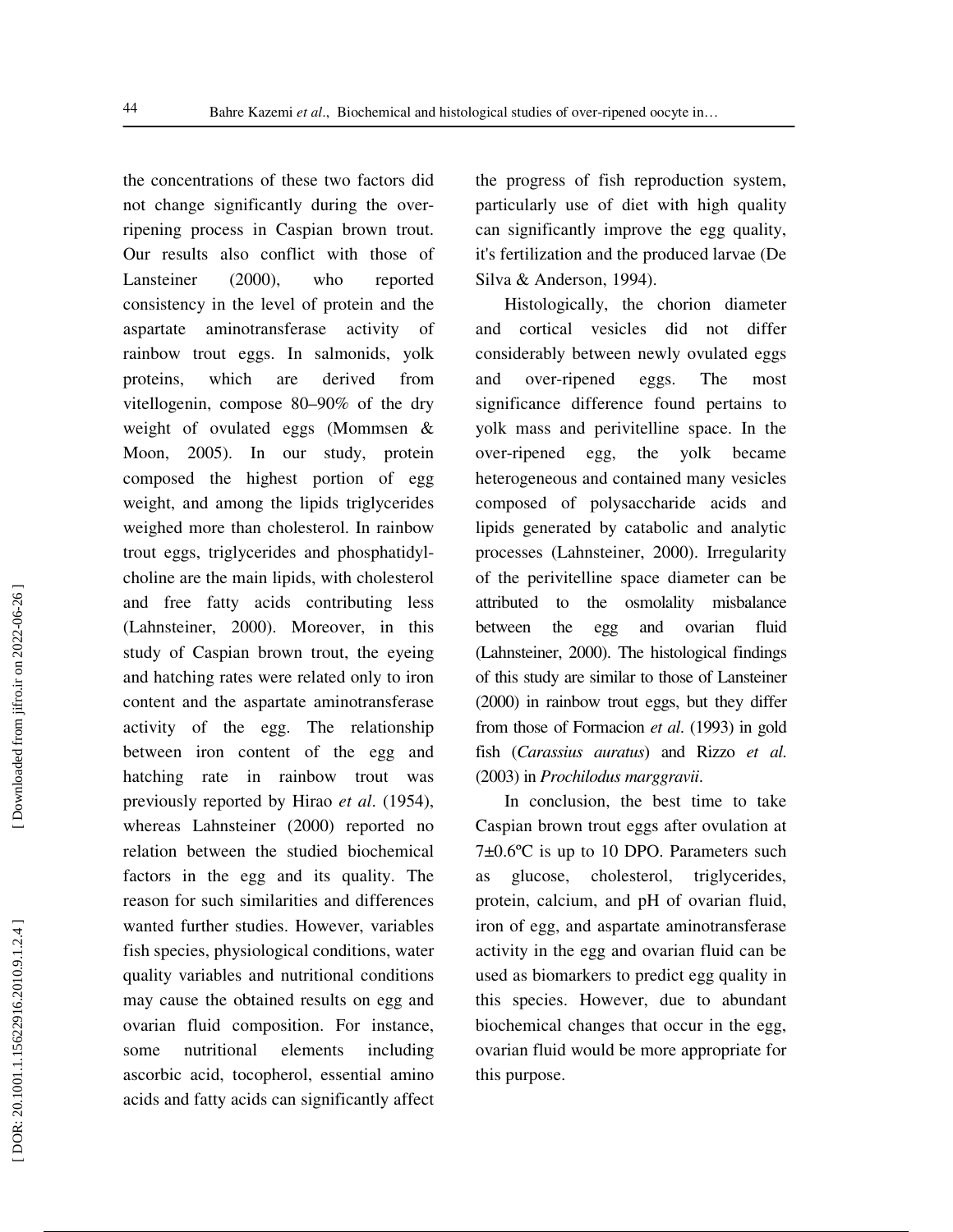the concentrations of these two factors did not change significantly during the over-ripening process in Caspian brown trout. Our results also conflict with those of Lansteiner (2000), who reported consistency in the level of protein and the aspartate aminotransferase activity of rainbow trout eggs. In salmonids, yolk proteins, which are derived from vitellogenin, compose 80–90% of the dry weight of ovulated eggs (Mommsen & Moon, 2005). In our study, protein composed the highest portion of egg weight, and among the lipids triglycerides weighed more than cholesterol. In rainbow trout eggs, triglycerides and phosphatidyl-choline are the main lipids, with cholesterol and free fatty acids contributing less (Lahnsteiner, 2000). Moreover, in this study of Caspian brown trout, the eyeing and hatching rates were related only to iron content and the aspartate aminotransferase activity of the egg. The relationship between iron content of the egg and hatching rate in rainbow trout was previously reported by Hirao *et al*. (1954), whereas Lahnsteiner (2000) reported no relation between the studied biochemical factors in the egg and its quality. The reason for such similarities and differences wanted further studies. However, variables fish species, physiological conditions, water quality variables and nutritional conditions may cause the obtained results on egg and ovarian fluid composition. For instance, some nutritional elements including ascorbic acid, tocopherol, essential amino acids and fatty acids can significantly affect the progress of fish reproduction system, particularly use of diet with high quality can significantly improve the egg quality, it's fertilization and the produced larvae (De Silva & Anderson, 1994).

Histologically, the chorion diameter and cortical vesicles did not differ considerably between newly ovulated eggs and over-ripened eggs. The most significance difference found pertains to yolk mass and perivitelline space. In the over-ripened egg, the yolk became heterogeneous and contained many vesicles composed of polysaccharide acids and lipids generated by catabolic and analytic processes (Lahnsteiner, 2000). Irregularity of the perivitelline space diameter can be attributed to the osmolality misbalance between the egg and ovarian fluid (Lahnsteiner, 2000). The histological findings of this study are similar to those of Lansteiner (2000) in rainbow trout eggs, but they differ from those of Formacion *et al*. (1993) in gold fish (*Carassius auratus*) and Rizzo *et al.* (2003) in *Prochilodus marggravii*.

In conclusion, the best time to take Caspian brown trout eggs after ovulation at 7±0.6ºC is up to 10 DPO. Parameters such as glucose, cholesterol, triglycerides, protein, calcium, and pH of ovarian fluid, iron of egg, and aspartate aminotransferase activity in the egg and ovarian fluid can be used as biomarkers to predict egg quality in this species. However, due to abundant biochemical changes that occur in the egg, ovarian fluid would be more appropriate for this purpose.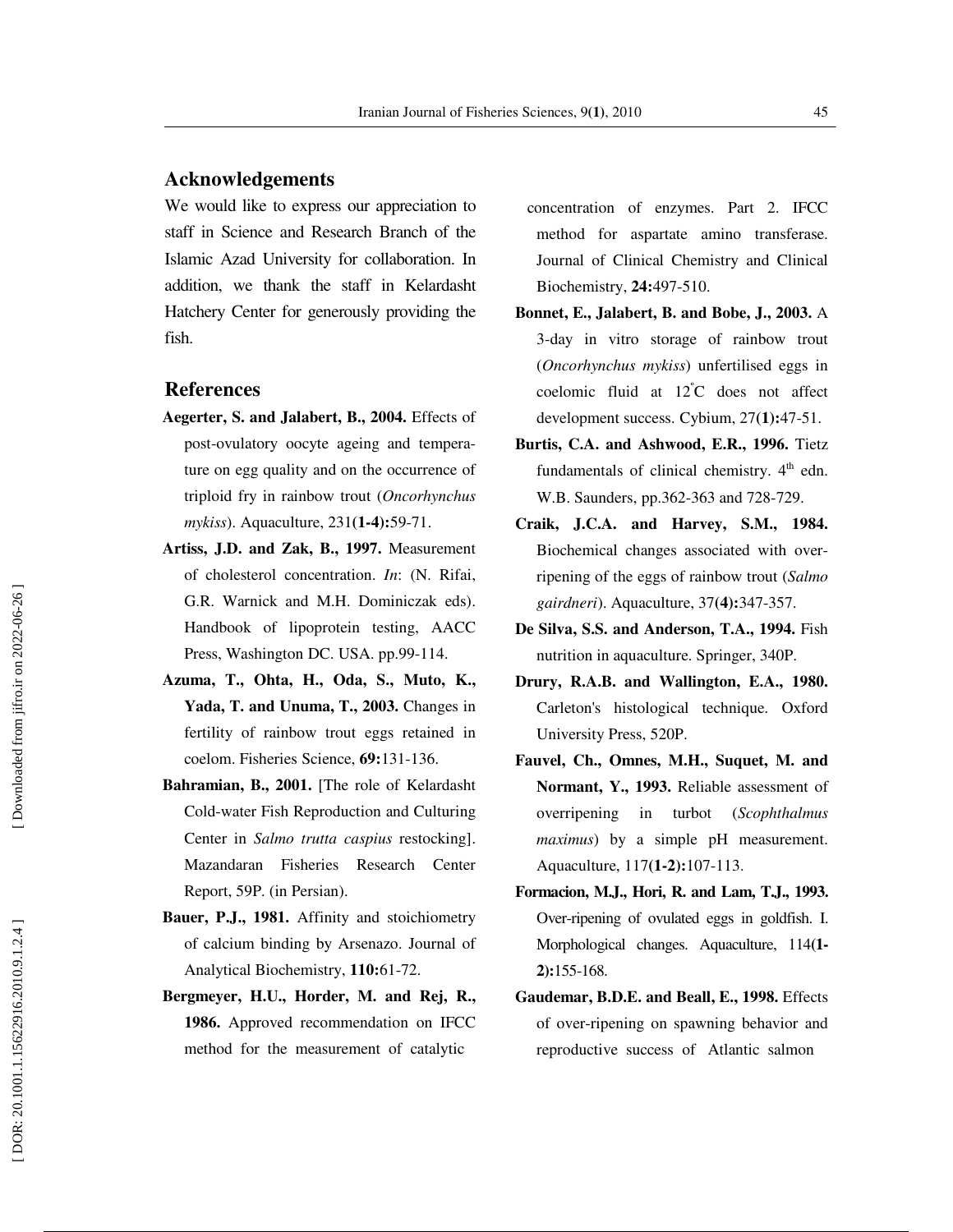## Acknowledgements

We would like to express our appreciation to staff in Science and Research Branch of the Islamic Azad University for collaboration. In addition, we thank the staff in Kelardasht Hatchery Center for generously providing the fish.

## References

**Aegerter, S. and Jalabert, B., 2004.** Effects of post-ovulatory oocyte ageing and temperature on egg quality and on the occurrence of triploid fry in rainbow trout (*Oncorhynchus mykiss*). Aquaculture, 231(**1-4**)**:**59-71.

**Artiss, J.D. and Zak, B., 1997.** Measurement of cholesterol concentration. *In*: (N. Rifai, G.R. Warnick and M.H. Dominiczak eds). Handbook of lipoprotein testing, AACC Press, Washington DC. USA. pp.99-114.

**Azuma, T., Ohta, H., Oda, S., Muto, K., Yada, T. and Unuma, T., 2003.** Changes in fertility of rainbow trout eggs retained in coelom. Fisheries Science, **69:**131-136.

**Bahramian, B., 2001.** [The role of Kelardasht Cold-water Fish Reproduction and Culturing Center in *Salmo trutta caspius* restocking]. Mazandaran Fisheries Research Center Report, 59P. (in Persian).

**Bauer, P.J., 1981.** Affinity and stoichiometry of calcium binding by Arsenazo. Journal of Analytical Biochemistry, **110:**61-72.

**Bergmeyer, H.U., Horder, M. and Rej, R., 1986.** Approved recommendation on IFCC method for the measurement of catalytic concentration of enzymes. Part 2. IFCC method for aspartate amino transferase. Journal of Clinical Chemistry and Clinical Biochemistry, **24:**497-510.

**Bonnet, E., Jalabert, B. and Bobe, J., 2003.** A 3-day in vitro storage of rainbow trout (*Oncorhynchus mykiss*) unfertilised eggs in coelomic fluid at 12°C does not affect development success. Cybium, 27(**1**)**:**47-51.

**Burtis, C.A. and Ashwood, E.R., 1996.** Tietz fundamentals of clinical chemistry. 4th edn. W.B. Saunders, pp.362-363 and 728-729.

**Craik, J.C.A. and Harvey, S.M., 1984.** Biochemical changes associated with over-ripening of the eggs of rainbow trout (*Salmo gairdneri*). Aquaculture, 37(**4**)**:**347-357.

**De Silva, S.S. and Anderson, T.A., 1994.** Fish nutrition in aquaculture. Springer, 340P.

**Drury, R.A.B. and Wallington, E.A., 1980.** Carleton's histological technique. Oxford University Press, 520P.

**Fauvel, Ch., Omnes, M.H., Suquet, M. and Normant, Y., 1993.** Reliable assessment of overripening in turbot (*Scophthalmus maximus*) by a simple pH measurement. Aquaculture, 117(**1-2**)**:**107-113.

**Formacion, M.J., Hori, R. and Lam, T.J., 1993.** Over-ripening of ovulated eggs in goldfish. I. Morphological changes. Aquaculture, 114(**1-2**)**:**155-168.

**Gaudemar, B.D.E. and Beall, E., 1998.** Effects of over-ripening on spawning behavior and reproductive success of Atlantic salmon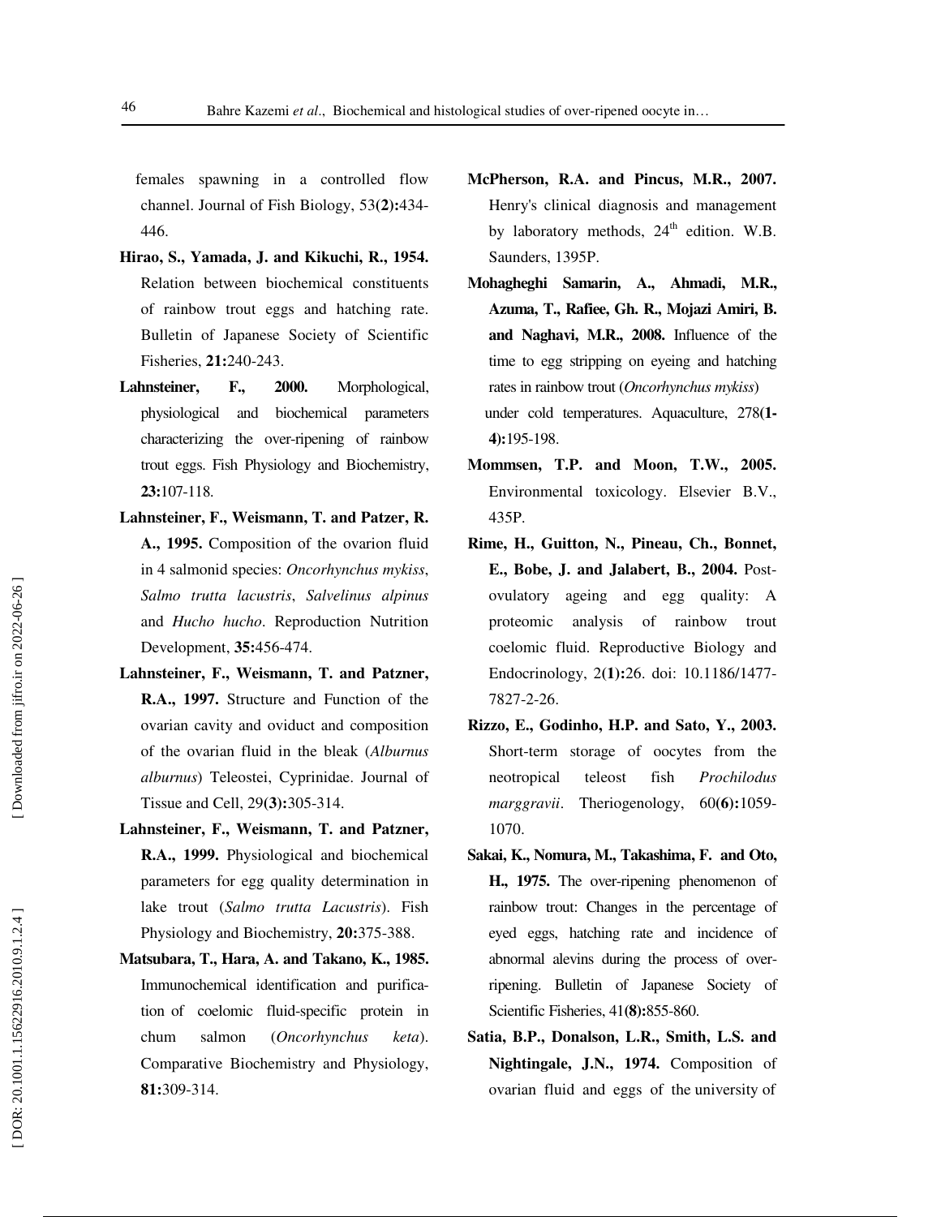females spawning in a controlled flow channel. Journal of Fish Biology, 53**(2):**434-446.

**Hirao, S., Yamada, J. and Kikuchi, R., 1954.** Relation between biochemical constituents of rainbow trout eggs and hatching rate. Bulletin of Japanese Society of Scientific Fisheries, **21:**240-243.

**Lahnsteiner, F., 2000.** Morphological, physiological and biochemical parameters characterizing the over-ripening of rainbow trout eggs. Fish Physiology and Biochemistry, **23:**107-118.

**Lahnsteiner, F., Weismann, T. and Patzer, R. A., 1995.** Composition of the ovarion fluid in 4 salmonid species: *Oncorhynchus mykiss*, *Salmo trutta lacustris*, *Salvelinus alpinus* and *Hucho hucho*. Reproduction Nutrition Development, **35:**456-474.

**Lahnsteiner, F., Weismann, T. and Patzner, R.A., 1997.** Structure and Function of the ovarian cavity and oviduct and composition of the ovarian fluid in the bleak (*Alburnus alburnus*) Teleostei, Cyprinidae. Journal of Tissue and Cell, 29**(3):**305-314.

**Lahnsteiner, F., Weismann, T. and Patzner, R.A., 1999.** Physiological and biochemical parameters for egg quality determination in lake trout (*Salmo trutta Lacustris*). Fish Physiology and Biochemistry, **20:**375-388.

**Matsubara, T., Hara, A. and Takano, K., 1985.** Immunochemical identification and purification of coelomic fluid-specific protein in chum salmon (*Oncorhynchus keta*). Comparative Biochemistry and Physiology, **81:**309-314.

**McPherson, R.A. and Pincus, M.R., 2007.** Henry's clinical diagnosis and management by laboratory methods, 24th edition. W.B. Saunders, 1395P.

**Mohagheghi Samarin, A., Ahmadi, M.R., Azuma, T., Rafiee, Gh. R., Mojazi Amiri, B. and Naghavi, M.R., 2008.** Influence of the time to egg stripping on eyeing and hatching rates in rainbow trout (*Oncorhynchus mykiss*) under cold temperatures. Aquaculture, 278**(1-4):**195-198.

**Mommsen, T.P. and Moon, T.W., 2005.** Environmental toxicology. Elsevier B.V., 435P.

**Rime, H., Guitton, N., Pineau, Ch., Bonnet, E., Bobe, J. and Jalabert, B., 2004.** Post-ovulatory ageing and egg quality: A proteomic analysis of rainbow trout coelomic fluid. Reproductive Biology and Endocrinology, 2**(1):**26. doi: 10.1186/1477-7827-2-26.

**Rizzo, E., Godinho, H.P. and Sato, Y., 2003.** Short-term storage of oocytes from the neotropical teleost fish *Prochilodus marggravii*. Theriogenology, 60**(6):**1059-1070.

**Sakai, K., Nomura, M., Takashima, F. and Oto, H., 1975.** The over-ripening phenomenon of rainbow trout: Changes in the percentage of eyed eggs, hatching rate and incidence of abnormal alevins during the process of over-ripening. Bulletin of Japanese Society of Scientific Fisheries, 41**(8):**855-860.

**Satia, B.P., Donalson, L.R., Smith, L.S. and Nightingale, J.N., 1974.** Composition of ovarian fluid and eggs of the university of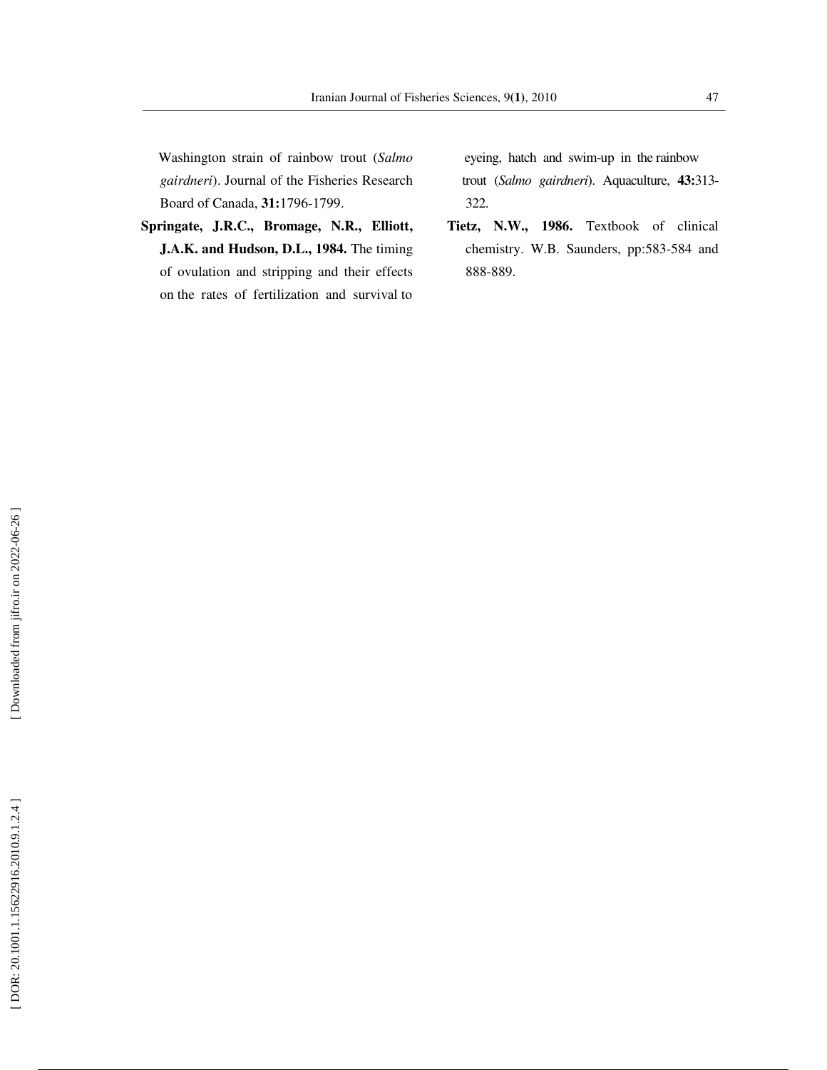Washington strain of rainbow trout (*Salmo gairdneri*). Journal of the Fisheries Research Board of Canada, **31:**1796-1799.

**Springate, J.R.C., Bromage, N.R., Elliott, J.A.K. and Hudson, D.L., 1984.** The timing of ovulation and stripping and their effects on the rates of fertilization and survival to eyeing, hatch and swim-up in the rainbow trout (*Salmo gairdneri*). Aquaculture, **43:**313-322.

**Tietz, N.W., 1986.** Textbook of clinical chemistry. W.B. Saunders, pp:583-584 and 888-889.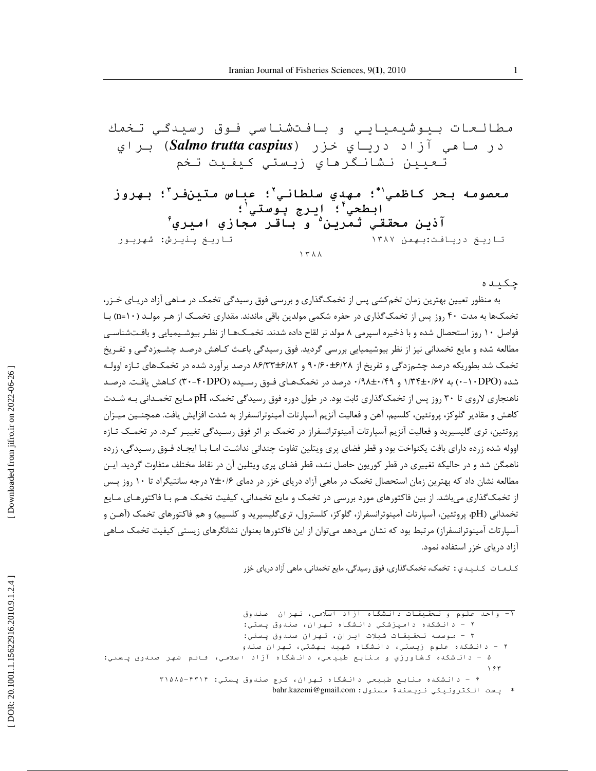# مطالعات بيوشيميايي و بافتشناسي فوق رسيدگي تخمك در ماهي آزاد درياي خزر (*Salmo trutta caspius*) براي تعيين نشانگرهاي زيستي كيفيت تخم

**معصومه بحر كاظمي[1*]؛ مهدي سلطاني[2]؛ عباس متين‌فر[3]؛ بهروز ابطحي[4]؛ ايرج پوستي[1]؛ آذين محققي ثمرين[5] و باقر مجازي اميري[6]**

تاريخ دريافت: بهمن ۱۳۸۷ تاريخ پذيرش: شهريور ۱۳۸۸

## چكيده

به منظور تعیین بهترین زمان تخم‌کشی پس از تخمک‌گذاری و بررسی فوق رسیدگی تخمک در ماهی آزاد دریای خزر، تخمک‌ها به مدت ۴۰ روز پس از تخمک‌گذاری در حفره شکمی مولدین باقی ماندند. مقداری تخمک از هر مولد (n=۱۰) با فواصل ۱۰ روز استحصال شده و با ذخیره اسپرمی ۸ مولد نر لقاح داده شدند. تخمک‌ها از نظر بیوشیمیایی و بافت‌شناسی مطالعه شده و مایع تخمدانی نیز از نظر بیوشیمیایی بررسی گردید. فوق رسیدگی باعث کاهش درصد چشم‌زدگی و تفریخ تخمک شد بطوریکه درصد چشم‌زدگی و تفریخ از ۶/۲۸±۹۰/۶۰ و ۶/۳۳±۸۶/۸۲ درصد برآورد شده در تخمک‌های تازه اوولـه شده (۱۰DPO-۰) به ۰/۶۷±۱/۳۴ و ۰/۴۹±۰/۹۸ درصد در تخمک‌های فوق رسیده (۴۰DPO-۳۰) کاهش یافت. درصد ناهنجاری لاروی تا ۳۰ روز پس از تخمک‌گذاری ثابت بود. در طول دوره فوق رسیدگی تخمک، pH مایع تخمدانی به شدت کاهش و مقادیر گلوکز، پروتئین، کلسیم، آهن و فعالیت آنزیم آسپارتات آمینوترانسفراز به شدت افزایش یافت. همچنین میزان پروتئین، تری گلیسرید و فعالیت آنزیم آسپارتات آمینوترانسفراز در تخمک بر اثر فوق رسیدگی تغییر کرد. در تخمک تازه اوولـه شده زرده دارای بافت یکنواخت بود و قطر فضای پری ویتلین تفاوت چندانی نداشت اما با ایجاد فوق رسیدگی، زرده ناهمگن شد و در حالیکه تغییری در قطر کوریون حاصل نشد، قطر فضای پری ویتلین آن در نقاط مختلف متفاوت گردید. این مطالعه نشان داد که بهترین زمان استحصال تخمک در ماهی آزاد دریای خزر در دمای ۰/۶±۷ درجه سانتیگراد تا ۱۰ روز پس از تخمک‌گذاری می‌باشد. از بین فاکتورهای مورد بررسی در تخمک و مایع تخمدانی، کیفیت تخمک هم با فاکتورهای مایع تخمدانی (pH، پروتئین، آسپارتات آمینوترانسفراز، گلوکز، کلسترول، تری‌گلیسرید و کلسیم) و هم فاکتورهای تخمک (آهن و آسپارتات آمینوترانسفراز) مرتبط بود که نشان می‌دهد می‌توان از این فاکتورها بعنوان نشانگرهای زیستی کیفیت تخمک ماهی آزاد دریای خزر استفاده نمود.

كلمات كليدي: تخمک، تخمک‌گذاری، فوق رسیدگی، مایع تخمدانی، ماهی آزاد دریای خزر

---

۱- واحد علوم و تحقيقات دانشگاه آزاد اسلامي، تهران صندوق

۲ - دانشكده دامپزشكي دانشگاه تهران، صندوق پستي:

۳ - موسسه تحقيقات شيلات ايران، تهران صندوق پستي:

۴ - دانشكده علوم زيستي، دانشگاه شهيد بهشتي، تهران صندو

۵ - دانشكده كشاورزي و منابع طبيعي، دانشگاه آزاد اسلامي، قائم شهر صندوق پستي: ۱۶۳

۶ - دانشكده منابع طبيعي دانشگاه تهران، كرج صندوق پستي: ۴۳۱۴-۳۱۵۸۵

* پست الكترونيكي نويسندة مسئول: bahr.kazemi@gmail.com